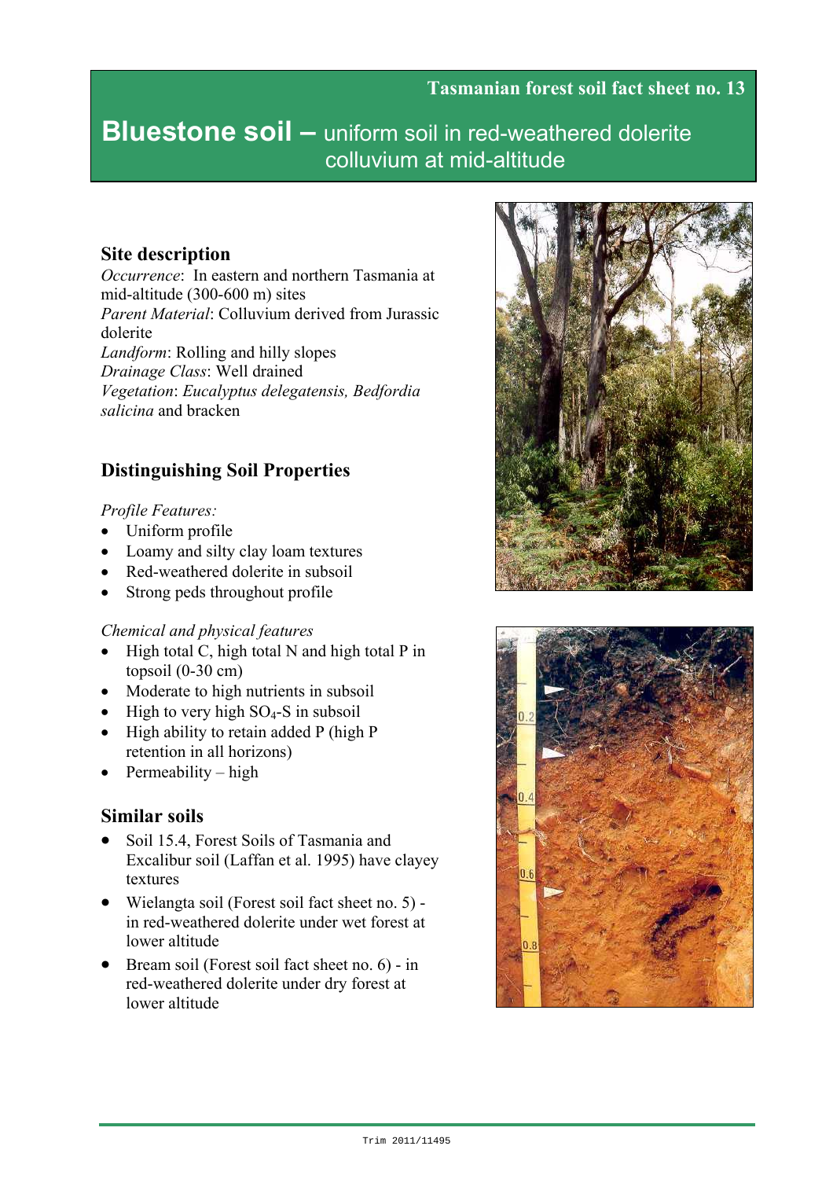Tasmanian forest soil fact sheet no. 13

# Bluestone soil – uniform soil in red-weathered dolerite colluvium at mid-altitude

## Site description

*Occurrence*: In eastern and northern Tasmania at mid-altitude (300-600 m) sites

*Parent Material*: Colluvium derived from Jurassic dolerite

*Landform*: Rolling and hilly slopes

*Drainage Class*: Well drained

*Vegetation*: *Eucalyptus delegatensis, Bedfordia salicina* and bracken

## Distinguishing Soil Properties

*Profile Features:*

- Uniform profile
- Loamy and silty clay loam textures
- Red-weathered dolerite in subsoil
- Strong peds throughout profile

*Chemical and physical features*

- High total C, high total N and high total P in topsoil (0-30 cm)
- Moderate to high nutrients in subsoil
- High to very high $SO_4$-S in subsoil
- High ability to retain added P (high P retention in all horizons)
- Permeability – high

## Similar soils

- Soil 15.4, Forest Soils of Tasmania and Excalibur soil (Laffan et al. 1995) have clayey textures
- Wielangta soil (Forest soil fact sheet no. 5) - in red-weathered dolerite under wet forest at lower altitude
- Bream soil (Forest soil fact sheet no. 6) - in red-weathered dolerite under dry forest at lower altitude

Trim 2011/11495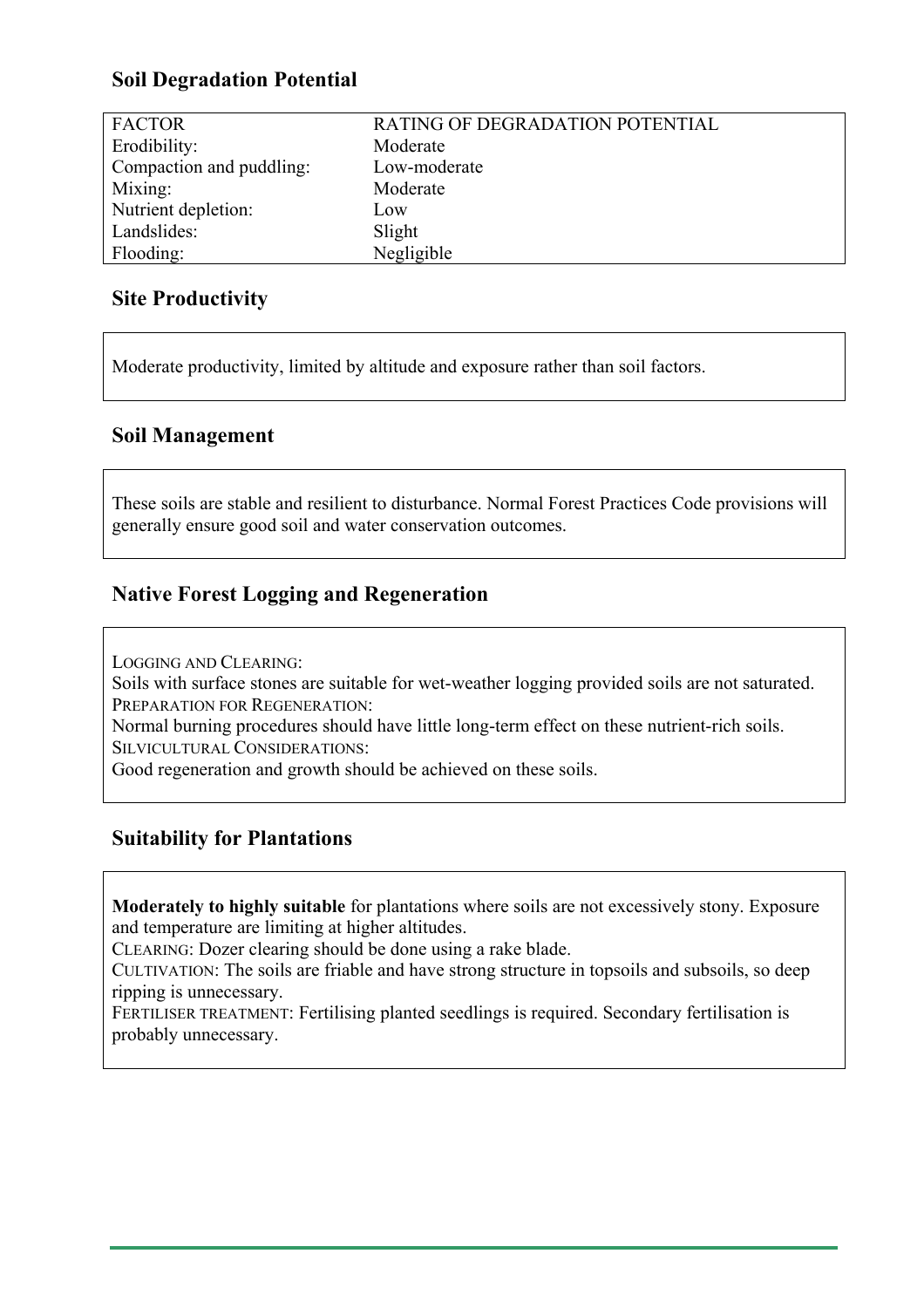## Soil Degradation Potential

| FACTOR | RATING OF DEGRADATION POTENTIAL |
|---|---|
| Erodibility: | Moderate |
| Compaction and puddling: | Low-moderate |
| Mixing: | Moderate |
| Nutrient depletion: | Low |
| Landslides: | Slight |
| Flooding: | Negligible |

## Site Productivity

Moderate productivity, limited by altitude and exposure rather than soil factors.

## Soil Management

These soils are stable and resilient to disturbance. Normal Forest Practices Code provisions will generally ensure good soil and water conservation outcomes.

## Native Forest Logging and Regeneration

LOGGING AND CLEARING:
Soils with surface stones are suitable for wet-weather logging provided soils are not saturated.
PREPARATION FOR REGENERATION:
Normal burning procedures should have little long-term effect on these nutrient-rich soils.
SILVICULTURAL CONSIDERATIONS:
Good regeneration and growth should be achieved on these soils.

## Suitability for Plantations

**Moderately to highly suitable** for plantations where soils are not excessively stony. Exposure and temperature are limiting at higher altitudes.
CLEARING: Dozer clearing should be done using a rake blade.
CULTIVATION: The soils are friable and have strong structure in topsoils and subsoils, so deep ripping is unnecessary.
FERTILISER TREATMENT: Fertilising planted seedlings is required. Secondary fertilisation is probably unnecessary.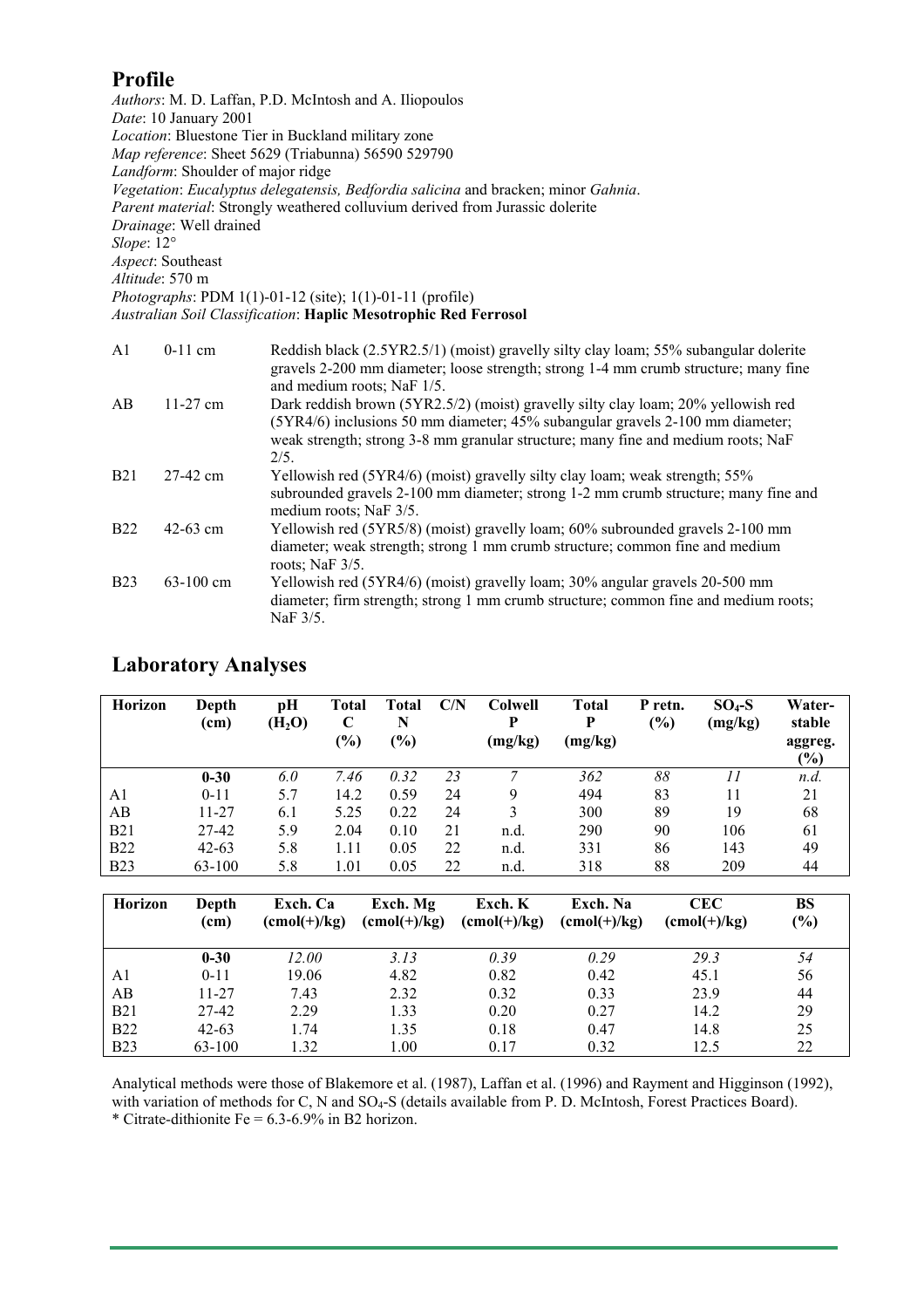## Profile

*Authors*: M. D. Laffan, P.D. McIntosh and A. Iliopoulos
*Date*: 10 January 2001
*Location*: Bluestone Tier in Buckland military zone
*Map reference*: Sheet 5629 (Triabunna) 56590 529790
*Landform*: Shoulder of major ridge
*Vegetation*: *Eucalyptus delegatensis, Bedfordia salicina* and bracken; minor *Gahnia*.
*Parent material*: Strongly weathered colluvium derived from Jurassic dolerite
*Drainage*: Well drained
*Slope*: 12°
*Aspect*: Southeast
*Altitude*: 570 m
*Photographs*: PDM 1(1)-01-12 (site); 1(1)-01-11 (profile)
*Australian Soil Classification*: **Haplic Mesotrophic Red Ferrosol**

| | | |
|---|---|---|
| A1 | 0-11 cm | Reddish black (2.5YR2.5/1) (moist) gravelly silty clay loam; 55% subangular dolerite gravels 2-200 mm diameter; loose strength; strong 1-4 mm crumb structure; many fine and medium roots; NaF 1/5. |
| AB | 11-27 cm | Dark reddish brown (5YR2.5/2) (moist) gravelly silty clay loam; 20% yellowish red (5YR4/6) inclusions 50 mm diameter; 45% subangular gravels 2-100 mm diameter; weak strength; strong 3-8 mm granular structure; many fine and medium roots; NaF 2/5. |
| B21 | 27-42 cm | Yellowish red (5YR4/6) (moist) gravelly silty clay loam; weak strength; 55% subrounded gravels 2-100 mm diameter; strong 1-2 mm crumb structure; many fine and medium roots; NaF 3/5. |
| B22 | 42-63 cm | Yellowish red (5YR5/8) (moist) gravelly loam; 60% subrounded gravels 2-100 mm diameter; weak strength; strong 1 mm crumb structure; common fine and medium roots; NaF 3/5. |
| B23 | 63-100 cm | Yellowish red (5YR4/6) (moist) gravelly loam; 30% angular gravels 20-500 mm diameter; firm strength; strong 1 mm crumb structure; common fine and medium roots; NaF 3/5. |

## Laboratory Analyses

| Horizon | Depth (cm) | pH ($H_2O$) | Total C (%) | Total N (%) | C/N | Colwell P (mg/kg) | Total P (mg/kg) | P retn. (%) | $SO_4$-S (mg/kg) | Water-stable aggreg. (%) |
|---|---|---|---|---|---|---|---|---|---|---|
| | **0-30** | *6.0* | *7.46* | *0.32* | *23* | *7* | *362* | *88* | *11* | *n.d.* |
| A1 | 0-11 | 5.7 | 14.2 | 0.59 | 24 | 9 | 494 | 83 | 11 | 21 |
| AB | 11-27 | 6.1 | 5.25 | 0.22 | 24 | 3 | 300 | 89 | 19 | 68 |
| B21 | 27-42 | 5.9 | 2.04 | 0.10 | 21 | n.d. | 290 | 90 | 106 | 61 |
| B22 | 42-63 | 5.8 | 1.11 | 0.05 | 22 | n.d. | 331 | 86 | 143 | 49 |
| B23 | 63-100 | 5.8 | 1.01 | 0.05 | 22 | n.d. | 318 | 88 | 209 | 44 |

| Horizon | Depth (cm) | Exch. Ca (cmol(+)/kg) | Exch. Mg (cmol(+)/kg) | Exch. K (cmol(+)/kg) | Exch. Na (cmol(+)/kg) | CEC (cmol(+)/kg) | BS (%) |
|---|---|---|---|---|---|---|---|
| | **0-30** | *12.00* | *3.13* | *0.39* | *0.29* | *29.3* | *54* |
| A1 | 0-11 | 19.06 | 4.82 | 0.82 | 0.42 | 45.1 | 56 |
| AB | 11-27 | 7.43 | 2.32 | 0.32 | 0.33 | 23.9 | 44 |
| B21 | 27-42 | 2.29 | 1.33 | 0.20 | 0.27 | 14.2 | 29 |
| B22 | 42-63 | 1.74 | 1.35 | 0.18 | 0.47 | 14.8 | 25 |
| B23 | 63-100 | 1.32 | 1.00 | 0.17 | 0.32 | 12.5 | 22 |

Analytical methods were those of Blakemore et al. (1987), Laffan et al. (1996) and Rayment and Higginson (1992), with variation of methods for C, N and $SO_4$-S (details available from P. D. McIntosh, Forest Practices Board).
* Citrate-dithionite Fe = 6.3-6.9% in B2 horizon.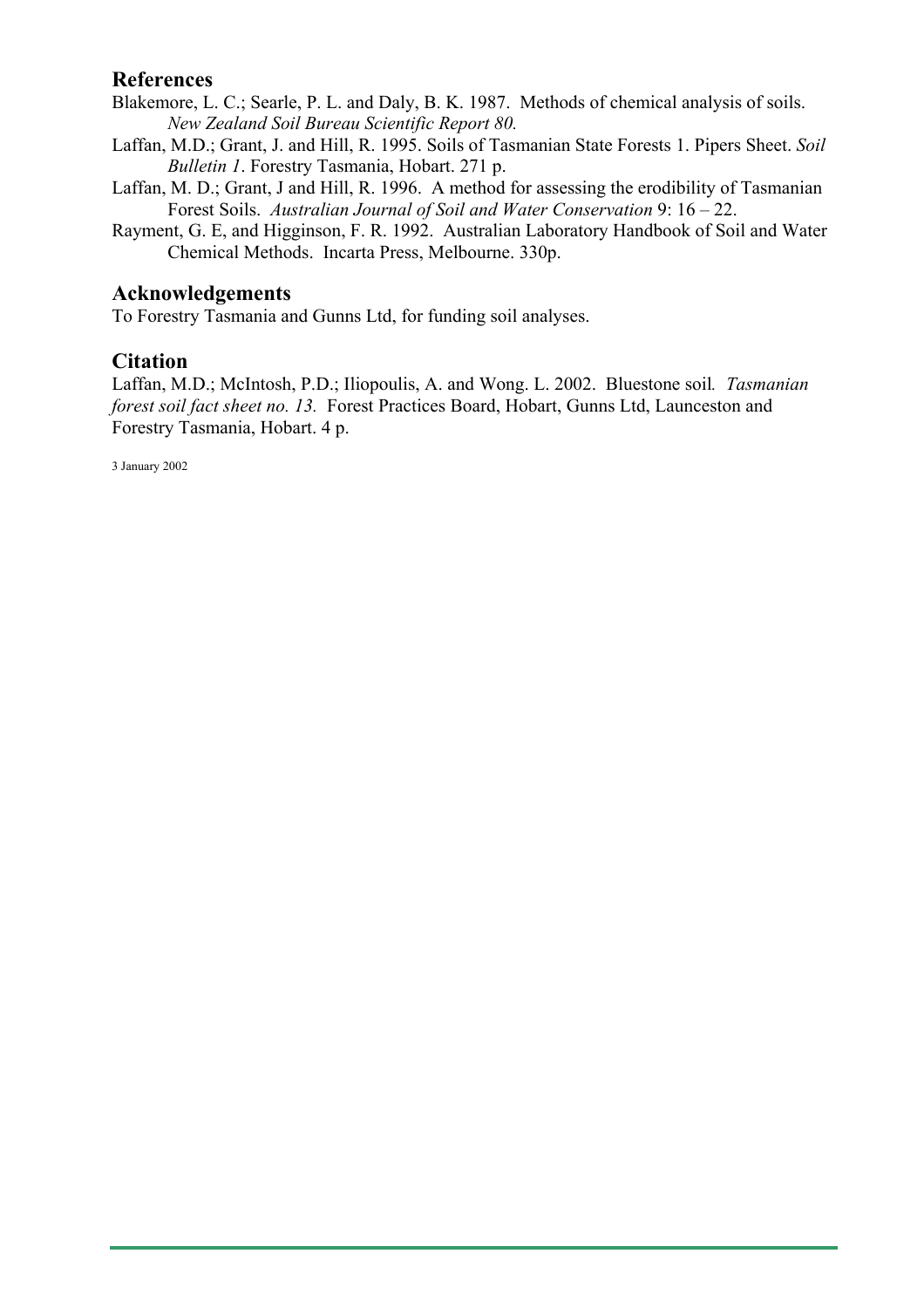## References

Blakemore, L. C.; Searle, P. L. and Daly, B. K. 1987. Methods of chemical analysis of soils. *New Zealand Soil Bureau Scientific Report 80.*

Laffan, M.D.; Grant, J. and Hill, R. 1995. Soils of Tasmanian State Forests 1. Pipers Sheet. *Soil Bulletin 1*. Forestry Tasmania, Hobart. 271 p.

Laffan, M. D.; Grant, J and Hill, R. 1996. A method for assessing the erodibility of Tasmanian Forest Soils. *Australian Journal of Soil and Water Conservation* 9: 16 – 22.

Rayment, G. E, and Higginson, F. R. 1992. Australian Laboratory Handbook of Soil and Water Chemical Methods. Incarta Press, Melbourne. 330p.

## Acknowledgements

To Forestry Tasmania and Gunns Ltd, for funding soil analyses.

## Citation

Laffan, M.D.; McIntosh, P.D.; Iliopoulis, A. and Wong. L. 2002. Bluestone soil*. Tasmanian forest soil fact sheet no. 13.* Forest Practices Board, Hobart, Gunns Ltd, Launceston and Forestry Tasmania, Hobart. 4 p.

3 January 2002